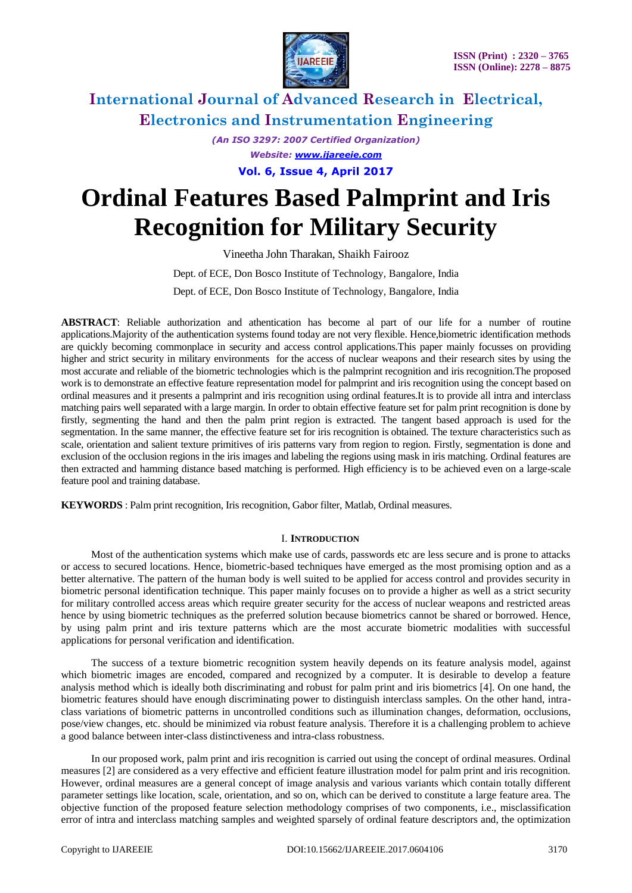# Ordinal Features Based Palmprint and Iris Recognition for Military Security

Vineetha John Tharakan, Shaikh Fairooz

Dept. of ECE, Don Bosco Institute of Technology, Bangalore, India

Dept. of ECE, Don Bosco Institute of Technology, Bangalore, India

**ABSTRACT**: Reliable authorization and athentication has become al part of our life for a number of routine applications.Majority of the authentication systems found today are not very flexible. Hence,biometric identification methods are quickly becoming commonplace in security and access control applications.This paper mainly focusses on providing higher and strict security in military environments for the access of nuclear weapons and their research sites by using the most accurate and reliable of the biometric technologies which is the palmprint recognition and iris recognition.The proposed work is to demonstrate an effective feature representation model for palmprint and iris recognition using the concept based on ordinal measures and it presents a palmprint and iris recognition using ordinal features.It is to provide all intra and interclass matching pairs well separated with a large margin. In order to obtain effective feature set for palm print recognition is done by firstly, segmenting the hand and then the palm print region is extracted. The tangent based approach is used for the segmentation. In the same manner, the effective feature set for iris recognition is obtained. The texture characteristics such as scale, orientation and salient texture primitives of iris patterns vary from region to region. Firstly, segmentation is done and exclusion of the occlusion regions in the iris images and labeling the regions using mask in iris matching. Ordinal features are then extracted and hamming distance based matching is performed. High efficiency is to be achieved even on a large-scale feature pool and training database.

**KEYWORDS** : Palm print recognition, Iris recognition, Gabor filter, Matlab, Ordinal measures.

## I. INTRODUCTION

Most of the authentication systems which make use of cards, passwords etc are less secure and is prone to attacks or access to secured locations. Hence, biometric-based techniques have emerged as the most promising option and as a better alternative. The pattern of the human body is well suited to be applied for access control and provides security in biometric personal identification technique. This paper mainly focuses on to provide a higher as well as a strict security for military controlled access areas which require greater security for the access of nuclear weapons and restricted areas hence by using biometric techniques as the preferred solution because biometrics cannot be shared or borrowed. Hence, by using palm print and iris texture patterns which are the most accurate biometric modalities with successful applications for personal verification and identification.

The success of a texture biometric recognition system heavily depends on its feature analysis model, against which biometric images are encoded, compared and recognized by a computer. It is desirable to develop a feature analysis method which is ideally both discriminating and robust for palm print and iris biometrics [4]. On one hand, the biometric features should have enough discriminating power to distinguish interclass samples. On the other hand, intra-class variations of biometric patterns in uncontrolled conditions such as illumination changes, deformation, occlusions, pose/view changes, etc. should be minimized via robust feature analysis. Therefore it is a challenging problem to achieve a good balance between inter-class distinctiveness and intra-class robustness.

In our proposed work, palm print and iris recognition is carried out using the concept of ordinal measures. Ordinal measures [2] are considered as a very effective and efficient feature illustration model for palm print and iris recognition. However, ordinal measures are a general concept of image analysis and various variants which contain totally different parameter settings like location, scale, orientation, and so on, which can be derived to constitute a large feature area. The objective function of the proposed feature selection methodology comprises of two components, i.e., misclassification error of intra and interclass matching samples and weighted sparsely of ordinal feature descriptors and, the optimization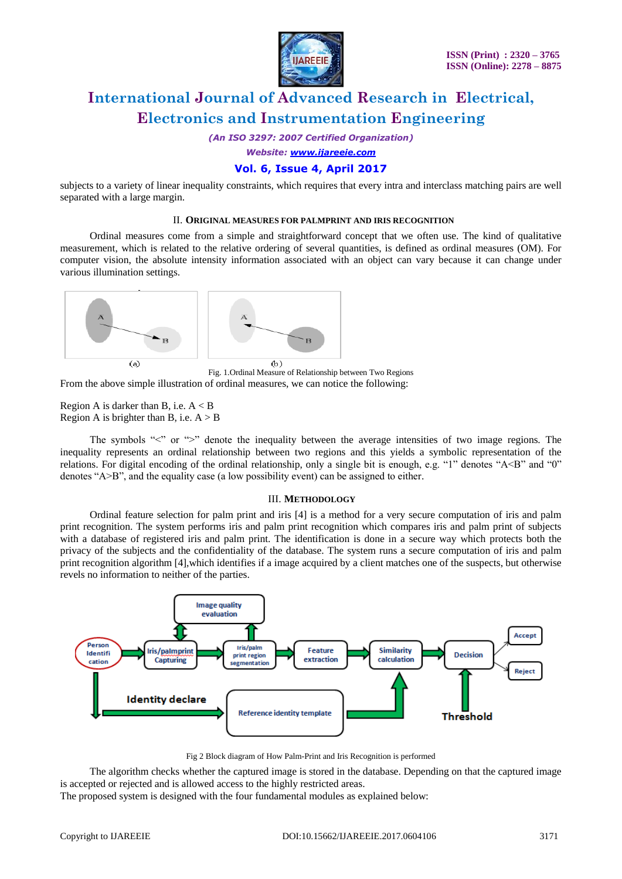subjects to a variety of linear inequality constraints, which requires that every intra and interclass matching pairs are well separated with a large margin.

## II. ORIGINAL MEASURES FOR PALMPRINT AND IRIS RECOGNITION

Ordinal measures come from a simple and straightforward concept that we often use. The kind of qualitative measurement, which is related to the relative ordering of several quantities, is defined as ordinal measures (OM). For computer vision, the absolute intensity information associated with an object can vary because it can change under various illumination settings.

Fig. 1.Ordinal Measure of Relationship between Two Regions

From the above simple illustration of ordinal measures, we can notice the following:

Region A is darker than B, i.e. A < B
Region A is brighter than B, i.e. A > B

The symbols "<" or ">" denote the inequality between the average intensities of two image regions. The inequality represents an ordinal relationship between two regions and this yields a symbolic representation of the relations. For digital encoding of the ordinal relationship, only a single bit is enough, e.g. "1" denotes "A<B" and "0" denotes "A>B", and the equality case (a low possibility event) can be assigned to either.

## III. METHODOLOGY

Ordinal feature selection for palm print and iris [4] is a method for a very secure computation of iris and palm print recognition. The system performs iris and palm print recognition which compares iris and palm print of subjects with a database of registered iris and palm print. The identification is done in a secure way which protects both the privacy of the subjects and the confidentiality of the database. The system runs a secure computation of iris and palm print recognition algorithm [4],which identifies if a image acquired by a client matches one of the suspects, but otherwise revels no information to neither of the parties.

Fig 2 Block diagram of How Palm-Print and Iris Recognition is performed

The algorithm checks whether the captured image is stored in the database. Depending on that the captured image is accepted or rejected and is allowed access to the highly restricted areas.
The proposed system is designed with the four fundamental modules as explained below: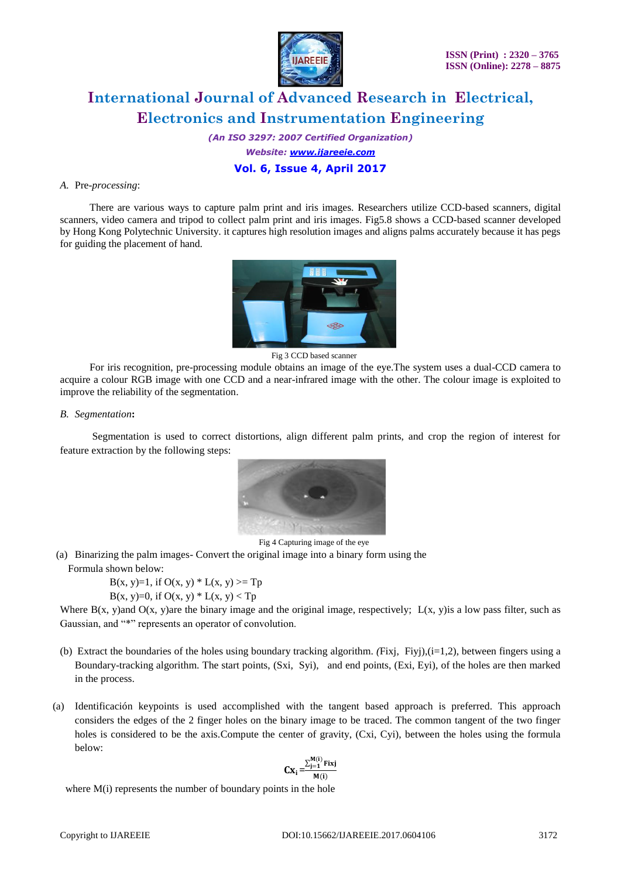A. Pre-*processing*:

There are various ways to capture palm print and iris images. Researchers utilize CCD-based scanners, digital scanners, video camera and tripod to collect palm print and iris images. Fig5.8 shows a CCD-based scanner developed by Hong Kong Polytechnic University. it captures high resolution images and aligns palms accurately because it has pegs for guiding the placement of hand.

Fig 3 CCD based scanner

For iris recognition, pre-processing module obtains an image of the eye.The system uses a dual-CCD camera to acquire a colour RGB image with one CCD and a near-infrared image with the other. The colour image is exploited to improve the reliability of the segmentation.

B. *Segmentation***:**

Segmentation is used to correct distortions, align different palm prints, and crop the region of interest for feature extraction by the following steps:

Fig 4 Capturing image of the eye

(a) Binarizing the palm images- Convert the original image into a binary form using the Formula shown below:

$B(x, y)=1$, if $O(x, y) * L(x, y) >= Tp$

$B(x, y)=0$, if $O(x, y) * L(x, y) < Tp$

Where $B(x, y)$and $O(x, y)$are the binary image and the original image, respectively; $L(x, y)$is a low pass filter, such as Gaussian, and "*" represents an operator of convolution.

(b) Extract the boundaries of the holes using boundary tracking algorithm. $(Fixj, Fiyj),(i=1,2)$, between fingers using a Boundary-tracking algorithm. The start points, $(Sxi, Syi)$, and end points, $(Exi, Eyi)$, of the holes are then marked in the process.

(a) Identificación keypoints is used accomplished with the tangent based approach is preferred. This approach considers the edges of the 2 finger holes on the binary image to be traced. The common tangent of the two finger holes is considered to be the axis.Compute the center of gravity, $(Cxi, Cyi)$, between the holes using the formula below:

$$Cx_i = \frac{\sum_{j=1}^{M(i)} Fixj}{M(i)}$$

where $M(i)$ represents the number of boundary points in the hole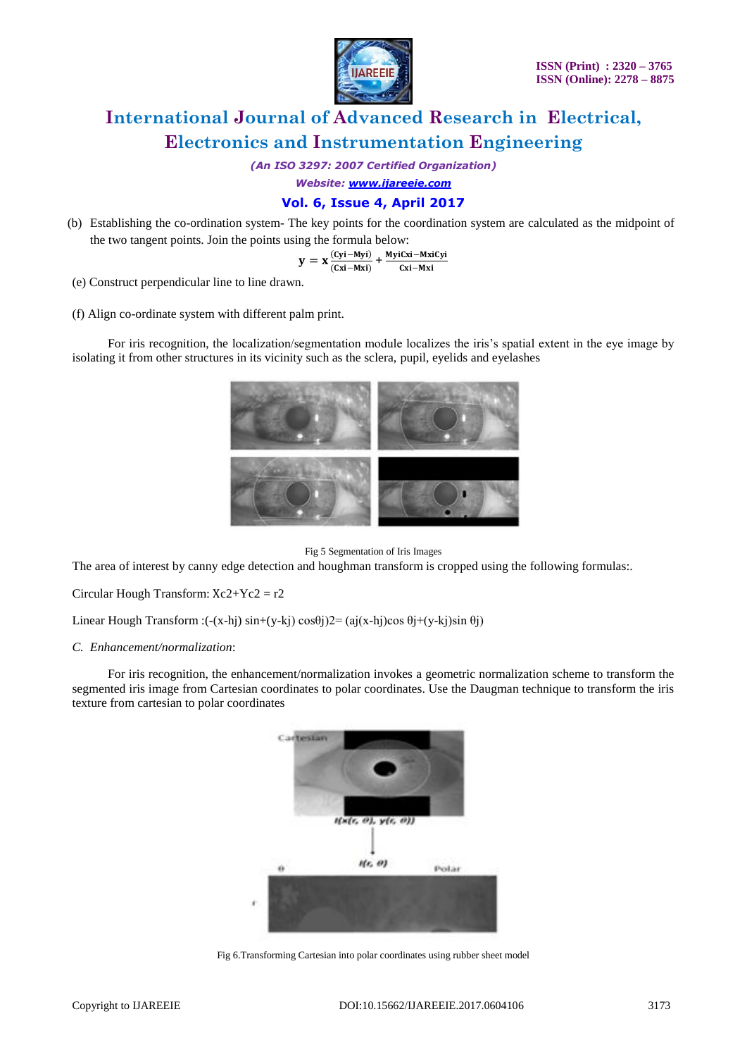(b) Establishing the co-ordination system- The key points for the coordination system are calculated as the midpoint of the two tangent points. Join the points using the formula below:

$$\mathbf{y} = \mathbf{x}\frac{(\mathbf{Cyi}-\mathbf{Myi})}{(\mathbf{Cxi}-\mathbf{Mxi})} + \frac{\mathbf{MyiCxi}-\mathbf{MxiCyi}}{\mathbf{Cxi}-\mathbf{Mxi}}$$

(e) Construct perpendicular line to line drawn.

(f) Align co-ordinate system with different palm print.

For iris recognition, the localization/segmentation module localizes the iris's spatial extent in the eye image by isolating it from other structures in its vicinity such as the sclera, pupil, eyelids and eyelashes

Fig 5 Segmentation of Iris Images

The area of interest by canny edge detection and houghman transform is cropped using the following formulas:.

Circular Hough Transform: $Xc2+Yc2 = r2$

Linear Hough Transform :(-(x-hj) sin+(y-kj) cosθj)2= (aj(x-hj)cos θj+(y-kj)sin θj)

*C. Enhancement/normalization*:

For iris recognition, the enhancement/normalization invokes a geometric normalization scheme to transform the segmented iris image from Cartesian coordinates to polar coordinates. Use the Daugman technique to transform the iris texture from cartesian to polar coordinates

Fig 6.Transforming Cartesian into polar coordinates using rubber sheet model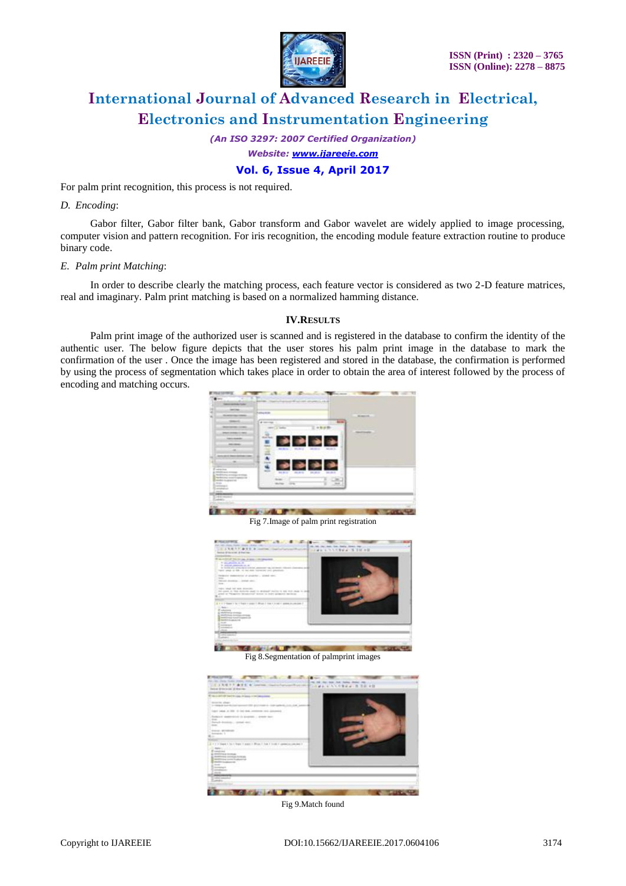For palm print recognition, this process is not required.

*D. Encoding*:

Gabor filter, Gabor filter bank, Gabor transform and Gabor wavelet are widely applied to image processing, computer vision and pattern recognition. For iris recognition, the encoding module feature extraction routine to produce binary code.

*E. Palm print Matching*:

In order to describe clearly the matching process, each feature vector is considered as two 2-D feature matrices, real and imaginary. Palm print matching is based on a normalized hamming distance.

## IV. RESULTS

Palm print image of the authorized user is scanned and is registered in the database to confirm the identity of the authentic user. The below figure depicts that the user stores his palm print image in the database to mark the confirmation of the user . Once the image has been registered and stored in the database, the confirmation is performed by using the process of segmentation which takes place in order to obtain the area of interest followed by the process of encoding and matching occurs.

Fig 7.Image of palm print registration

Fig 8.Segmentation of palmprint images

Fig 9.Match found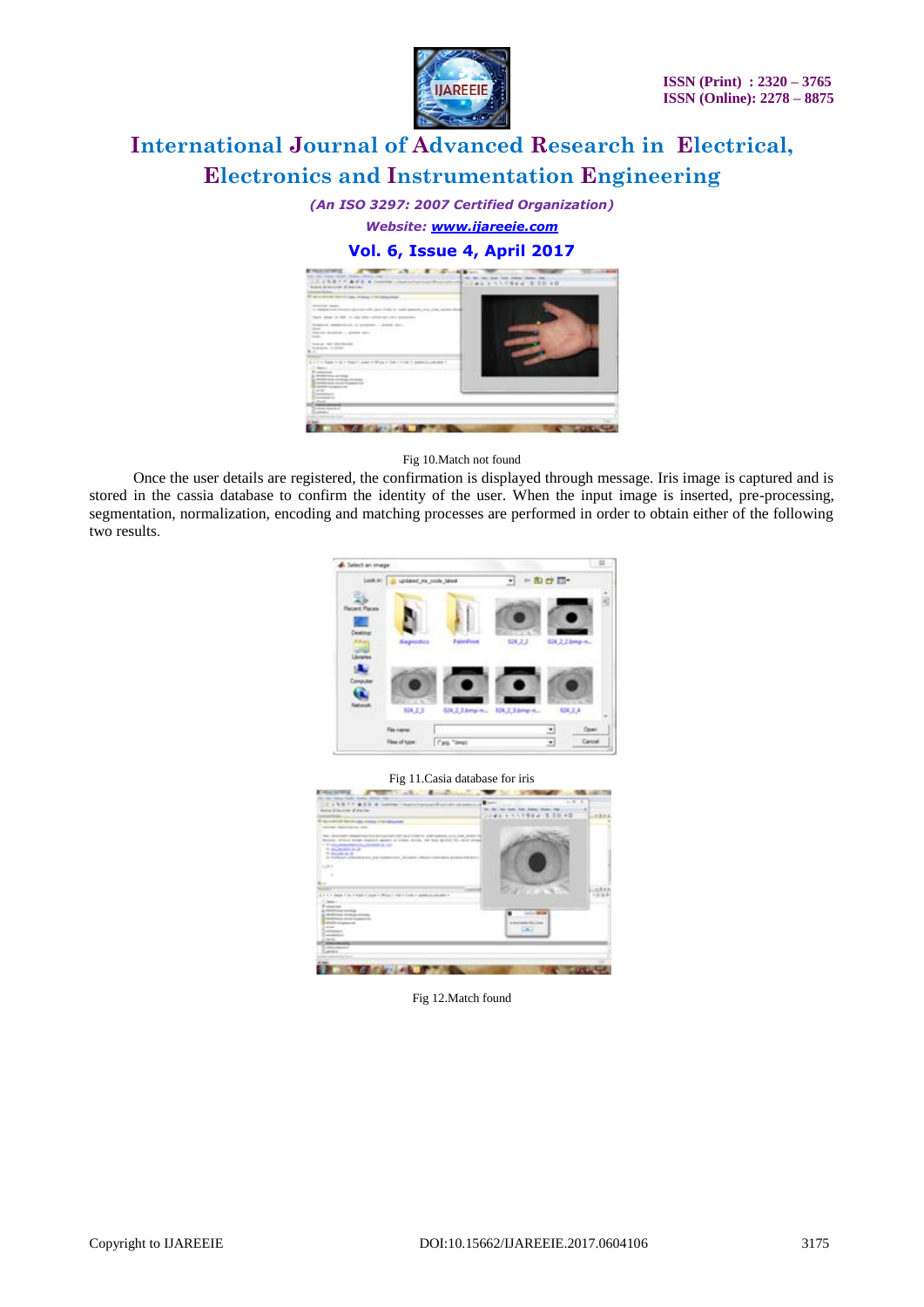Fig 10.Match not found

Once the user details are registered, the confirmation is displayed through message. Iris image is captured and is stored in the cassia database to confirm the identity of the user. When the input image is inserted, pre-processing, segmentation, normalization, encoding and matching processes are performed in order to obtain either of the following two results.

Fig 11.Casia database for iris

Fig 12.Match found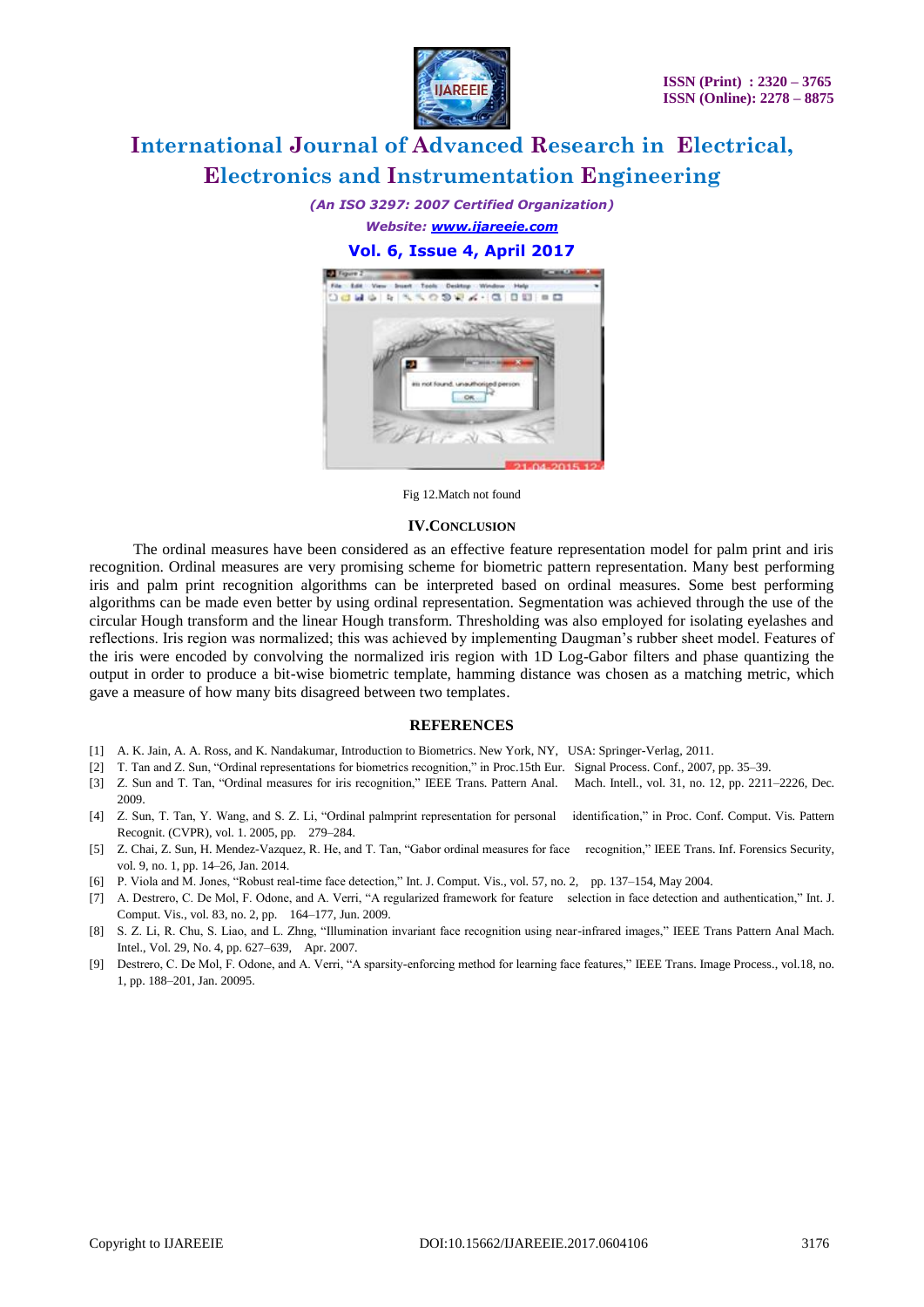Fig 12.Match not found

## IV.CONCLUSION

The ordinal measures have been considered as an effective feature representation model for palm print and iris recognition. Ordinal measures are very promising scheme for biometric pattern representation. Many best performing iris and palm print recognition algorithms can be interpreted based on ordinal measures. Some best performing algorithms can be made even better by using ordinal representation. Segmentation was achieved through the use of the circular Hough transform and the linear Hough transform. Thresholding was also employed for isolating eyelashes and reflections. Iris region was normalized; this was achieved by implementing Daugman's rubber sheet model. Features of the iris were encoded by convolving the normalized iris region with 1D Log-Gabor filters and phase quantizing the output in order to produce a bit-wise biometric template, hamming distance was chosen as a matching metric, which gave a measure of how many bits disagreed between two templates.

## REFERENCES

[1] A. K. Jain, A. A. Ross, and K. Nandakumar, Introduction to Biometrics. New York, NY, USA: Springer-Verlag, 2011.

[2] T. Tan and Z. Sun, "Ordinal representations for biometrics recognition," in Proc.15th Eur. Signal Process. Conf., 2007, pp. 35–39.

[3] Z. Sun and T. Tan, "Ordinal measures for iris recognition," IEEE Trans. Pattern Anal. Mach. Intell., vol. 31, no. 12, pp. 2211–2226, Dec. 2009.

[4] Z. Sun, T. Tan, Y. Wang, and S. Z. Li, "Ordinal palmprint representation for personal identification," in Proc. Conf. Comput. Vis. Pattern Recognit. (CVPR), vol. 1. 2005, pp. 279–284.

[5] Z. Chai, Z. Sun, H. Mendez-Vazquez, R. He, and T. Tan, "Gabor ordinal measures for face recognition," IEEE Trans. Inf. Forensics Security, vol. 9, no. 1, pp. 14–26, Jan. 2014.

[6] P. Viola and M. Jones, "Robust real-time face detection," Int. J. Comput. Vis., vol. 57, no. 2, pp. 137–154, May 2004.

[7] A. Destrero, C. De Mol, F. Odone, and A. Verri, "A regularized framework for feature selection in face detection and authentication," Int. J. Comput. Vis., vol. 83, no. 2, pp. 164–177, Jun. 2009.

[8] S. Z. Li, R. Chu, S. Liao, and L. Zhng, "Illumination invariant face recognition using near-infrared images," IEEE Trans Pattern Anal Mach. Intel., Vol. 29, No. 4, pp. 627–639, Apr. 2007.

[9] Destrero, C. De Mol, F. Odone, and A. Verri, "A sparsity-enforcing method for learning face features," IEEE Trans. Image Process., vol.18, no. 1, pp. 188–201, Jan. 20095.